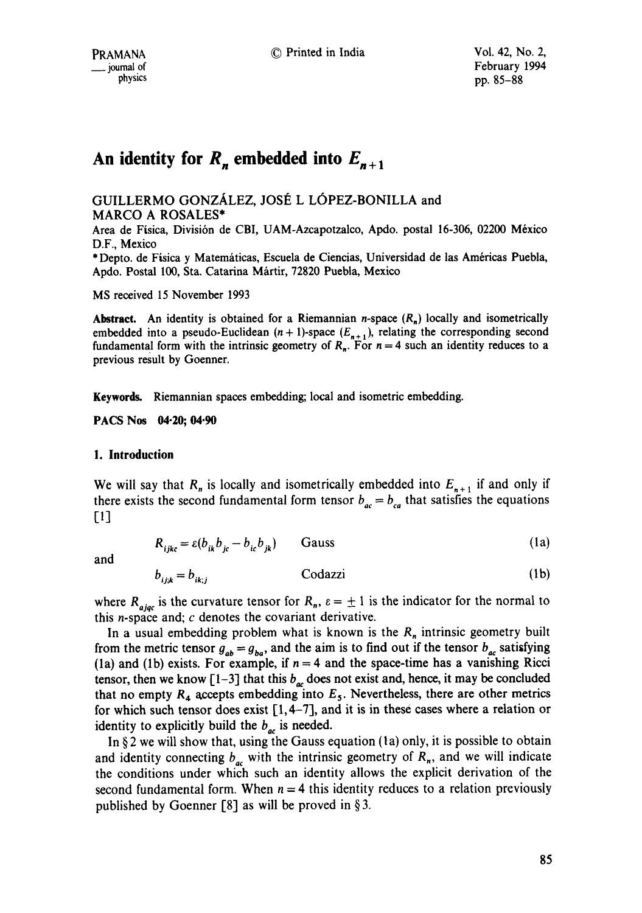# An identity for $R_n$ embedded into $E_{n+1}$

GUILLERMO GONZÁLEZ, JOSÉ L LÓPEZ-BONILLA and MARCO A ROSALES*

Area de Física, División de CBI, UAM-Azcapotzalco, Apdo. postal 16-306, 02200 México D.F., Mexico

*Depto. de Física y Matemáticas, Escuela de Ciencias, Universidad de las Américas Puebla, Apdo. Postal 100, Sta. Catarina Mártir, 72820 Puebla, Mexico

MS received 15 November 1993

**Abstract.** An identity is obtained for a Riemannian $n$-space ($R_n$) locally and isometrically embedded into a pseudo-Euclidean $(n+1)$-space ($E_{n+1}$), relating the corresponding second fundamental form with the intrinsic geometry of $R_n$. For $n = 4$ such an identity reduces to a previous result by Goenner.

**Keywords.** Riemannian spaces embedding; local and isometric embedding.

**PACS Nos** 04·20; 04·90

## 1. Introduction

We will say that $R_n$ is locally and isometrically embedded into $E_{n+1}$ if and only if there exists the second fundamental form tensor $b_{ac} = b_{ca}$ that satisfies the equations [1]

$$R_{ijkc} = \varepsilon(b_{ik}b_{jc} - b_{ic}b_{jk}) \qquad \text{Gauss} \tag{1a}$$

and

$$b_{ij;k} = b_{ik;j} \qquad \text{Codazzi} \tag{1b}$$

where $R_{ajqc}$ is the curvature tensor for $R_n$, $\varepsilon = \pm 1$ is the indicator for the normal to this $n$-space and; $c$ denotes the covariant derivative.

In a usual embedding problem what is known is the $R_n$ intrinsic geometry built from the metric tensor $g_{ab} = g_{ba}$, and the aim is to find out if the tensor $b_{ac}$ satisfying (1a) and (1b) exists. For example, if $n = 4$ and the space-time has a vanishing Ricci tensor, then we know [1–3] that this $b_{ac}$ does not exist and, hence, it may be concluded that no empty $R_4$ accepts embedding into $E_5$. Nevertheless, there are other metrics for which such tensor does exist [1, 4–7], and it is in these cases where a relation or identity to explicitly build the $b_{ac}$ is needed.

In § 2 we will show that, using the Gauss equation (1a) only, it is possible to obtain and identity connecting $b_{ac}$ with the intrinsic geometry of $R_n$, and we will indicate the conditions under which such an identity allows the explicit derivation of the second fundamental form. When $n = 4$ this identity reduces to a relation previously published by Goenner [8] as will be proved in § 3.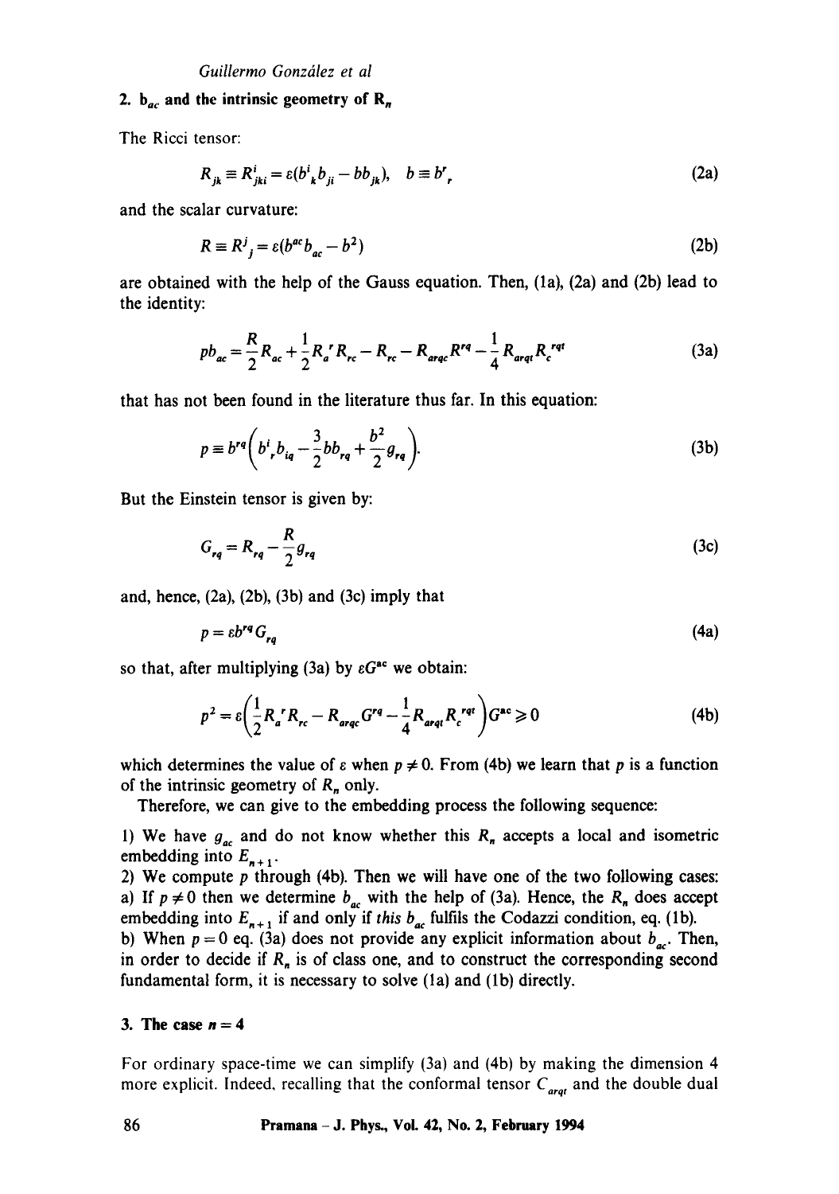## 2. $\mathbf{b_{ac}}$ and the intrinsic geometry of $\mathbf{R_n}$

The Ricci tensor:

$$R_{jk} \equiv R^i_{jki} = \varepsilon(b^i{}_k b_{ji} - b b_{jk}), \quad b \equiv b^r{}_r \tag{2a}$$

and the scalar curvature:

$$R \equiv R^j{}_j = \varepsilon(b^{ac} b_{ac} - b^2) \tag{2b}$$

are obtained with the help of the Gauss equation. Then, (1a), (2a) and (2b) lead to the identity:

$$p b_{ac} = \frac{R}{2} R_{ac} + \frac{1}{2} R_a{}^r R_{rc} - R_{rc} - R_{arqc} R^{rq} - \frac{1}{4} R_{arqt} R_c{}^{rqt} \tag{3a}$$

that has not been found in the literature thus far. In this equation:

$$p \equiv b^{rq}\left(b^i{}_r b_{iq} - \frac{3}{2} b b_{rq} + \frac{b^2}{2} g_{rq}\right). \tag{3b}$$

But the Einstein tensor is given by:

$$G_{rq} = R_{rq} - \frac{R}{2} g_{rq} \tag{3c}$$

and, hence, (2a), (2b), (3b) and (3c) imply that

$$p = \varepsilon b^{rq} G_{rq} \tag{4a}$$

so that, after multiplying (3a) by $\varepsilon G^{ac}$ we obtain:

$$p^2 = \varepsilon\left(\frac{1}{2} R_a{}^r R_{rc} - R_{arqc} G^{rq} - \frac{1}{4} R_{arqt} R_c{}^{rqt}\right) G^{ac} \geqslant 0 \tag{4b}$$

which determines the value of $\varepsilon$ when $p \neq 0$. From (4b) we learn that $p$ is a function of the intrinsic geometry of $R_n$ only.

Therefore, we can give to the embedding process the following sequence:

1) We have $g_{ac}$ and do not know whether this $R_n$ accepts a local and isometric embedding into $E_{n+1}$.
2) We compute $p$ through (4b). Then we will have one of the two following cases:
a) If $p \neq 0$ then we determine $b_{ac}$ with the help of (3a). Hence, the $R_n$ does accept embedding into $E_{n+1}$ if and only if *this* $b_{ac}$ fulfils the Codazzi condition, eq. (1b).
b) When $p = 0$ eq. (3a) does not provide any explicit information about $b_{ac}$. Then, in order to decide if $R_n$ is of class one, and to construct the corresponding second fundamental form, it is necessary to solve (1a) and (1b) directly.

## 3. The case $n = 4$

For ordinary space-time we can simplify (3a) and (4b) by making the dimension 4 more explicit. Indeed, recalling that the conformal tensor $C_{arqt}$ and the double dual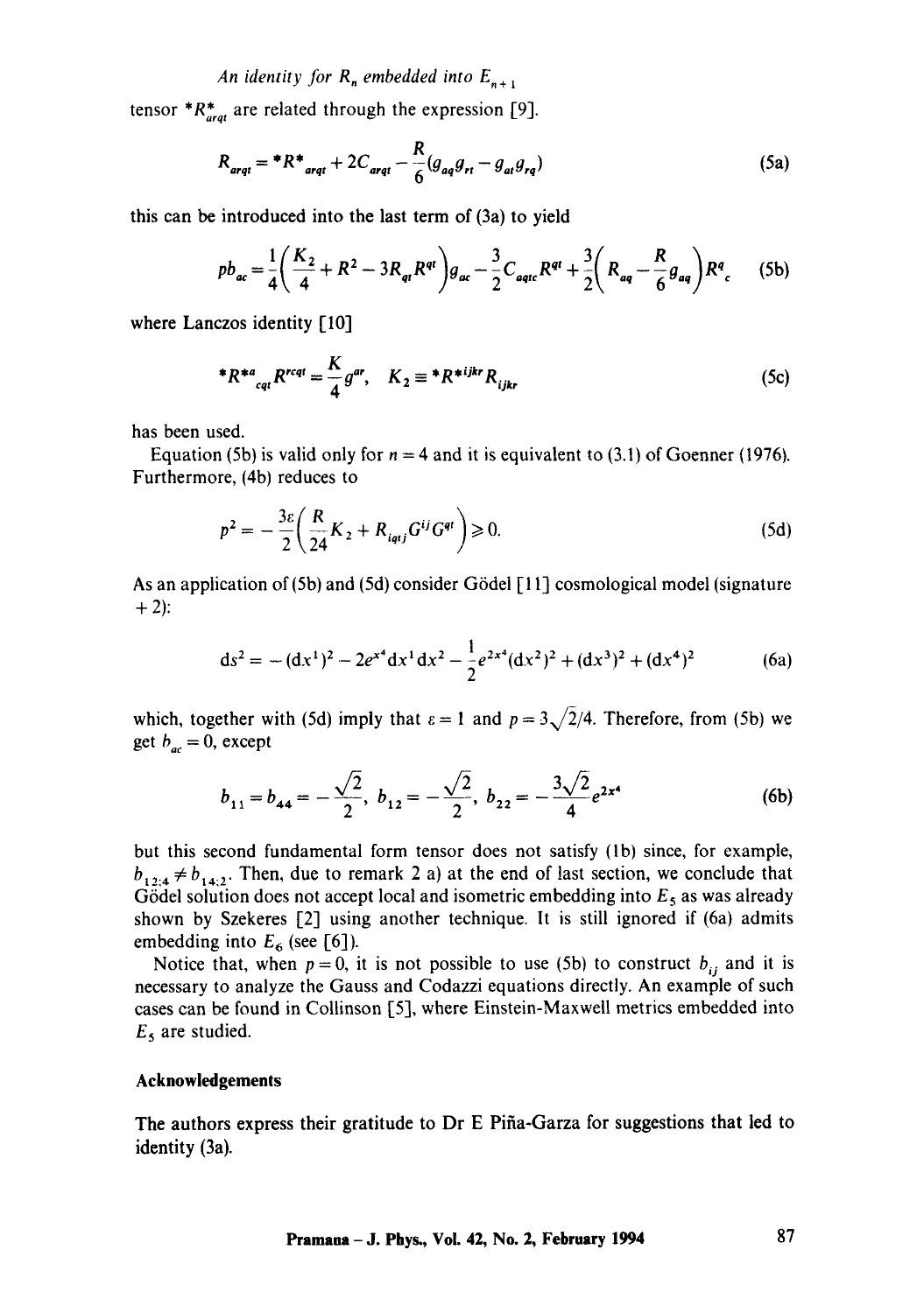tensor ${}^*R^*_{arqt}$ are related through the expression [9].

$$R_{arqt} = {}^*R^*{}_{arqt} + 2C_{arqt} - \frac{R}{6}(g_{aq}g_{rt} - g_{at}g_{rq}) \tag{5a}$$

this can be introduced into the last term of (3a) to yield

$$pb_{ac} = \frac{1}{4}\left(\frac{K_2}{4} + R^2 - 3R_{qt}R^{qt}\right)g_{ac} - \frac{3}{2}C_{aqtc}R^{qt} + \frac{3}{2}\left(R_{aq} - \frac{R}{6}g_{aq}\right)R^q{}_c \tag{5b}$$

where Lanczos identity [10]

$${}^*R^{*a}{}_{cqt}R^{rcqt} = \frac{K}{4}g^{ar}, \quad K_2 \equiv {}^*R^{*ijkr}R_{ijkr} \tag{5c}$$

has been used.

Equation (5b) is valid only for $n = 4$ and it is equivalent to (3.1) of Goenner (1976). Furthermore, (4b) reduces to

$$p^2 = -\frac{3\varepsilon}{2}\left(\frac{R}{24}K_2 + R_{iqtj}G^{ij}G^{qt}\right) \geqslant 0. \tag{5d}$$

As an application of (5b) and (5d) consider Gödel [11] cosmological model (signature $+2$):

$$\mathrm{d}s^2 = -(\mathrm{d}x^1)^2 - 2e^{x^4}\mathrm{d}x^1\mathrm{d}x^2 - \frac{1}{2}e^{2x^4}(\mathrm{d}x^2)^2 + (\mathrm{d}x^3)^2 + (\mathrm{d}x^4)^2 \tag{6a}$$

which, together with (5d) imply that $\varepsilon = 1$ and $p = 3\sqrt{2}/4$. Therefore, from (5b) we get $b_{ac} = 0$, except

$$b_{11} = b_{44} = -\frac{\sqrt{2}}{2}, \; b_{12} = -\frac{\sqrt{2}}{2}, \; b_{22} = -\frac{3\sqrt{2}}{4}e^{2x^4} \tag{6b}$$

but this second fundamental form tensor does not satisfy (1b) since, for example, $b_{12;4} \neq b_{14;2}$. Then, due to remark 2 a) at the end of last section, we conclude that Gödel solution does not accept local and isometric embedding into $E_5$ as was already shown by Szekeres [2] using another technique. It is still ignored if (6a) admits embedding into $E_6$ (see [6]).

Notice that, when $p = 0$, it is not possible to use (5b) to construct $b_{ij}$ and it is necessary to analyze the Gauss and Codazzi equations directly. An example of such cases can be found in Collinson [5], where Einstein-Maxwell metrics embedded into $E_5$ are studied.

## Acknowledgements

The authors express their gratitude to Dr E Piña-Garza for suggestions that led to identity (3a).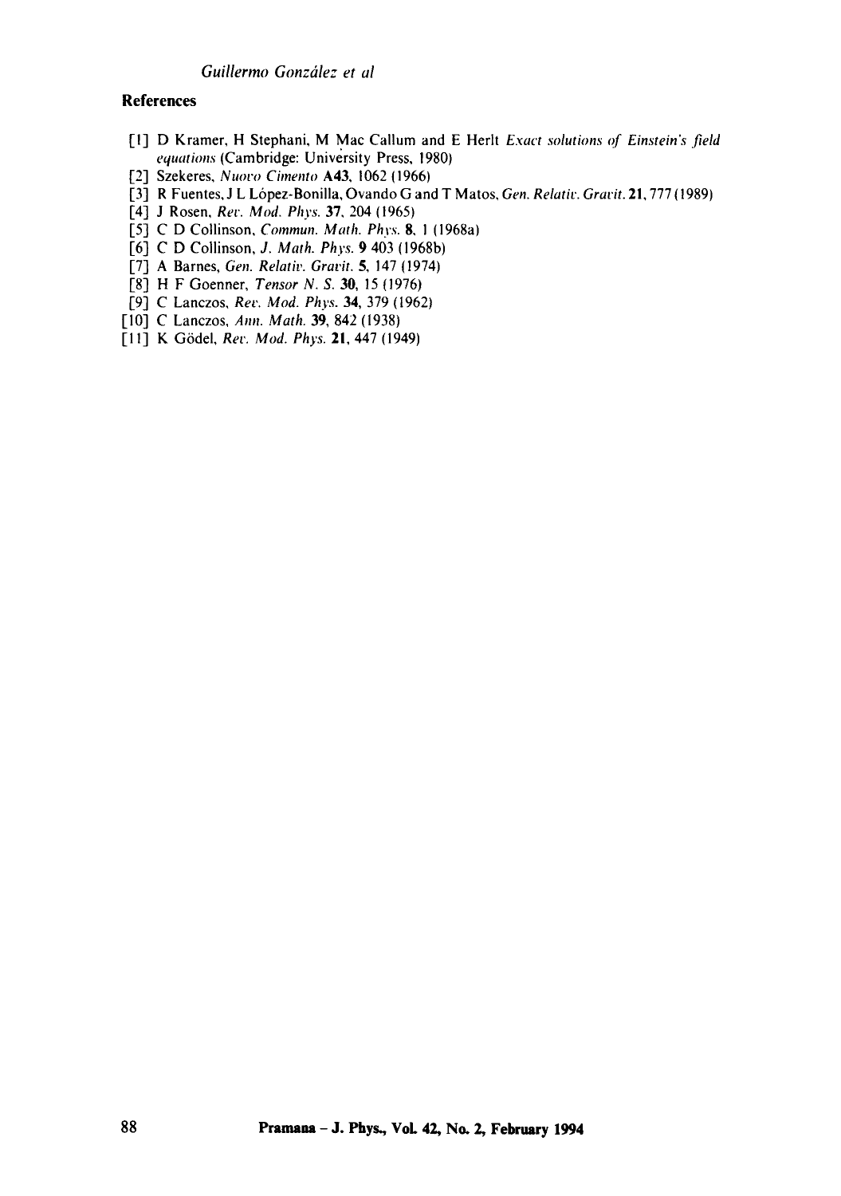## References

[1] D Kramer, H Stephani, M Mac Callum and E Herlt *Exact solutions of Einstein's field equations* (Cambridge: University Press, 1980)

[2] Szekeres, *Nuovo Cimento* **A43**, 1062 (1966)

[3] R Fuentes, J L López-Bonilla, Ovando G and T Matos, *Gen. Relativ. Gravit.* **21**, 777 (1989)

[4] J Rosen, *Rev. Mod. Phys.* **37**, 204 (1965)

[5] C D Collinson, *Commun. Math. Phys.* **8**, 1 (1968a)

[6] C D Collinson, *J. Math. Phys.* **9** 403 (1968b)

[7] A Barnes, *Gen. Relativ. Gravit.* **5**, 147 (1974)

[8] H F Goenner, *Tensor N. S.* **30**, 15 (1976)

[9] C Lanczos, *Rev. Mod. Phys.* **34**, 379 (1962)

[10] C Lanczos, *Ann. Math.* **39**, 842 (1938)

[11] K Gödel, *Rev. Mod. Phys.* **21**, 447 (1949)